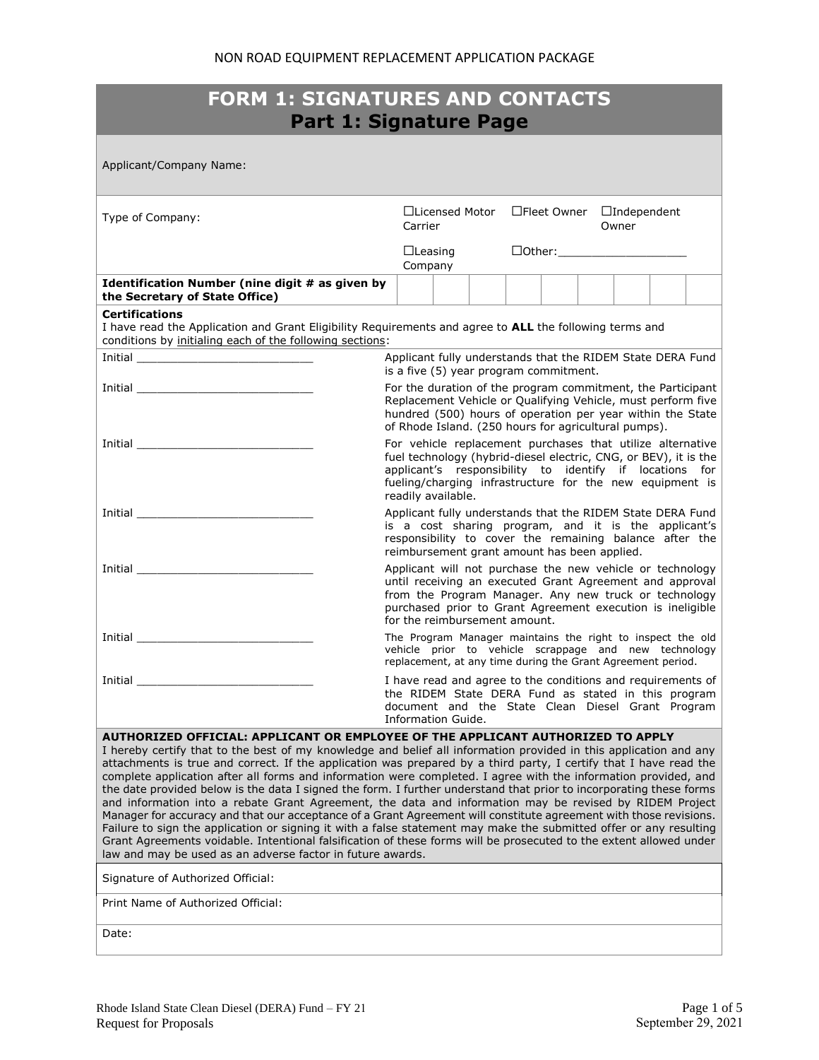NON ROAD EQUIPMENT REPLACEMENT APPLICATION PACKAGE

# FORM 1: SIGNATURES AND CONTACTS
## Part 1: Signature Page

| Applicant/Company Name: | | | | | | | | | |
|---|---|---|---|---|---|---|---|---|---|
| Type of Company: | ☐Licensed Motor Carrier | | ☐Fleet Owner | | ☐Independent Owner | | | | |
| | ☐Leasing Company | | ☐Other:___________________ | | | | | | |
| **Identification Number (nine digit # as given by the Secretary of State Office)** | | | | | | | | | |

**Certifications**

I have read the Application and Grant Eligibility Requirements and agree to **ALL** the following terms and conditions by initialing each of the following sections:

| | |
|---|---|
| Initial ___________________________ | Applicant fully understands that the RIDEM State DERA Fund is a five (5) year program commitment. |
| Initial ___________________________ | For the duration of the program commitment, the Participant Replacement Vehicle or Qualifying Vehicle, must perform five hundred (500) hours of operation per year within the State of Rhode Island. (250 hours for agricultural pumps). |
| Initial ___________________________ | For vehicle replacement purchases that utilize alternative fuel technology (hybrid-diesel electric, CNG, or BEV), it is the applicant's responsibility to identify if locations for fueling/charging infrastructure for the new equipment is readily available. |
| Initial ___________________________ | Applicant fully understands that the RIDEM State DERA Fund is a cost sharing program, and it is the applicant's responsibility to cover the remaining balance after the reimbursement grant amount has been applied. |
| Initial ___________________________ | Applicant will not purchase the new vehicle or technology until receiving an executed Grant Agreement and approval from the Program Manager. Any new truck or technology purchased prior to Grant Agreement execution is ineligible for the reimbursement amount. |
| Initial ___________________________ | The Program Manager maintains the right to inspect the old vehicle prior to vehicle scrappage and new technology replacement, at any time during the Grant Agreement period. |
| Initial ___________________________ | I have read and agree to the conditions and requirements of the RIDEM State DERA Fund as stated in this program document and the State Clean Diesel Grant Program Information Guide. |

**AUTHORIZED OFFICIAL: APPLICANT OR EMPLOYEE OF THE APPLICANT AUTHORIZED TO APPLY**

I hereby certify that to the best of my knowledge and belief all information provided in this application and any attachments is true and correct. If the application was prepared by a third party, I certify that I have read the complete application after all forms and information were completed. I agree with the information provided, and the date provided below is the data I signed the form. I further understand that prior to incorporating these forms and information into a rebate Grant Agreement, the data and information may be revised by RIDEM Project Manager for accuracy and that our acceptance of a Grant Agreement will constitute agreement with those revisions. Failure to sign the application or signing it with a false statement may make the submitted offer or any resulting Grant Agreements voidable. Intentional falsification of these forms will be prosecuted to the extent allowed under law and may be used as an adverse factor in future awards.

Signature of Authorized Official:

Print Name of Authorized Official:

Date: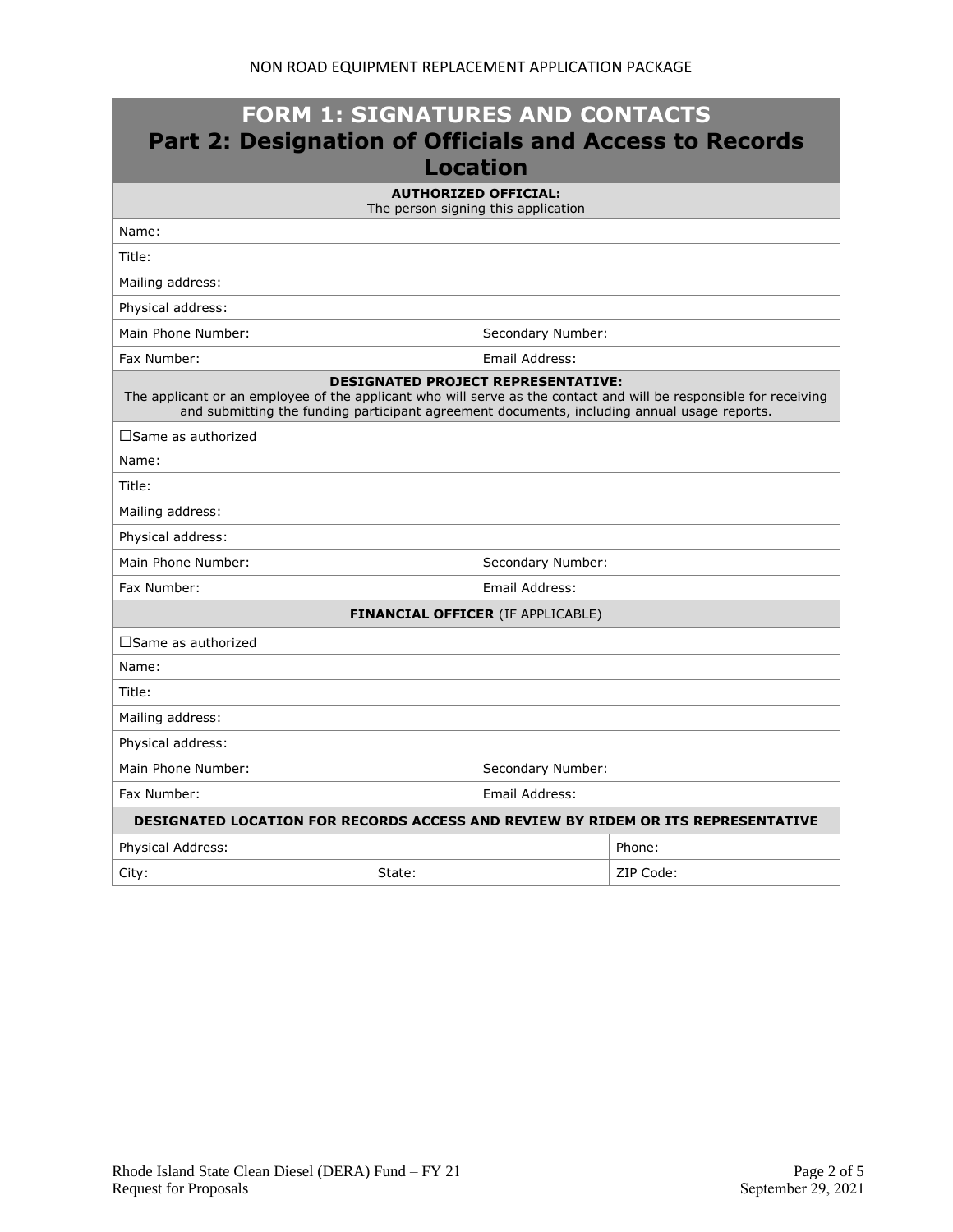# FORM 1: SIGNATURES AND CONTACTS
## Part 2: Designation of Officials and Access to Records Location

| **AUTHORIZED OFFICIAL:**<br>The person signing this application | |
|---|---|
| Name: | |
| Title: | |
| Mailing address: | |
| Physical address: | |
| Main Phone Number: | Secondary Number: |
| Fax Number: | Email Address: |

| **DESIGNATED PROJECT REPRESENTATIVE:**<br>The applicant or an employee of the applicant who will serve as the contact and will be responsible for receiving and submitting the funding participant agreement documents, including annual usage reports. | |
|---|---|
| ☐Same as authorized | |
| Name: | |
| Title: | |
| Mailing address: | |
| Physical address: | |
| Main Phone Number: | Secondary Number: |
| Fax Number: | Email Address: |

| **FINANCIAL OFFICER** (IF APPLICABLE) | |
|---|---|
| ☐Same as authorized | |
| Name: | |
| Title: | |
| Mailing address: | |
| Physical address: | |
| Main Phone Number: | Secondary Number: |
| Fax Number: | Email Address: |

| **DESIGNATED LOCATION FOR RECORDS ACCESS AND REVIEW BY RIDEM OR ITS REPRESENTATIVE** | | |
|---|---|---|
| Physical Address: | | Phone: |
| City: | State: | ZIP Code: |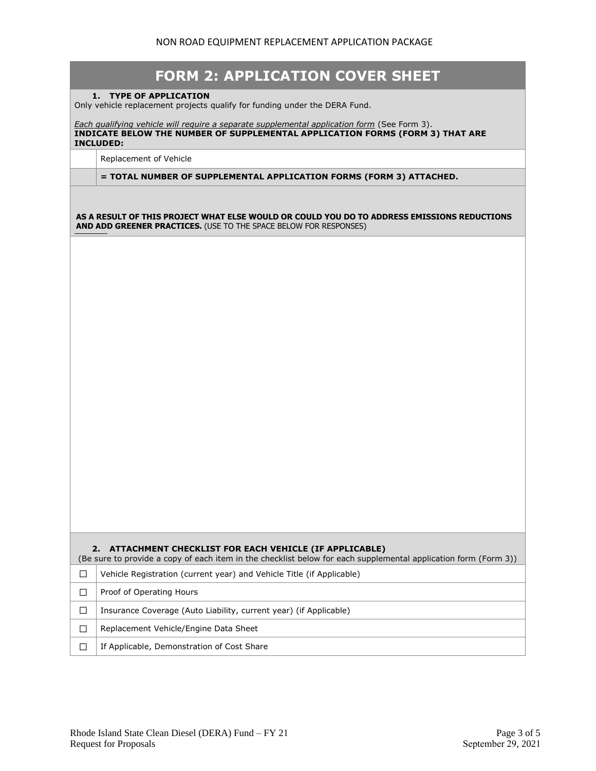NON ROAD EQUIPMENT REPLACEMENT APPLICATION PACKAGE

# FORM 2: APPLICATION COVER SHEET

### 1. TYPE OF APPLICATION

Only vehicle replacement projects qualify for funding under the DERA Fund.

*Each qualifying vehicle will require a separate supplemental application form* (See Form 3).

**INDICATE BELOW THE NUMBER OF SUPPLEMENTAL APPLICATION FORMS (FORM 3) THAT ARE INCLUDED:**

| | |
|---|---|
| | Replacement of Vehicle |
| | **= TOTAL NUMBER OF SUPPLEMENTAL APPLICATION FORMS (FORM 3) ATTACHED.** |

**AS A RESULT OF THIS PROJECT WHAT ELSE WOULD OR COULD YOU DO TO ADDRESS EMISSIONS REDUCTIONS AND ADD GREENER PRACTICES.** (USE TO THE SPACE BELOW FOR RESPONSES)

### 2. ATTACHMENT CHECKLIST FOR EACH VEHICLE (IF APPLICABLE)

(Be sure to provide a copy of each item in the checklist below for each supplemental application form (Form 3))

| | |
|---|---|
| ☐ | Vehicle Registration (current year) and Vehicle Title (if Applicable) |
| ☐ | Proof of Operating Hours |
| ☐ | Insurance Coverage (Auto Liability, current year) (if Applicable) |
| ☐ | Replacement Vehicle/Engine Data Sheet |
| ☐ | If Applicable, Demonstration of Cost Share |

Rhode Island State Clean Diesel (DERA) Fund – FY 21
Request for Proposals

September 29, 2021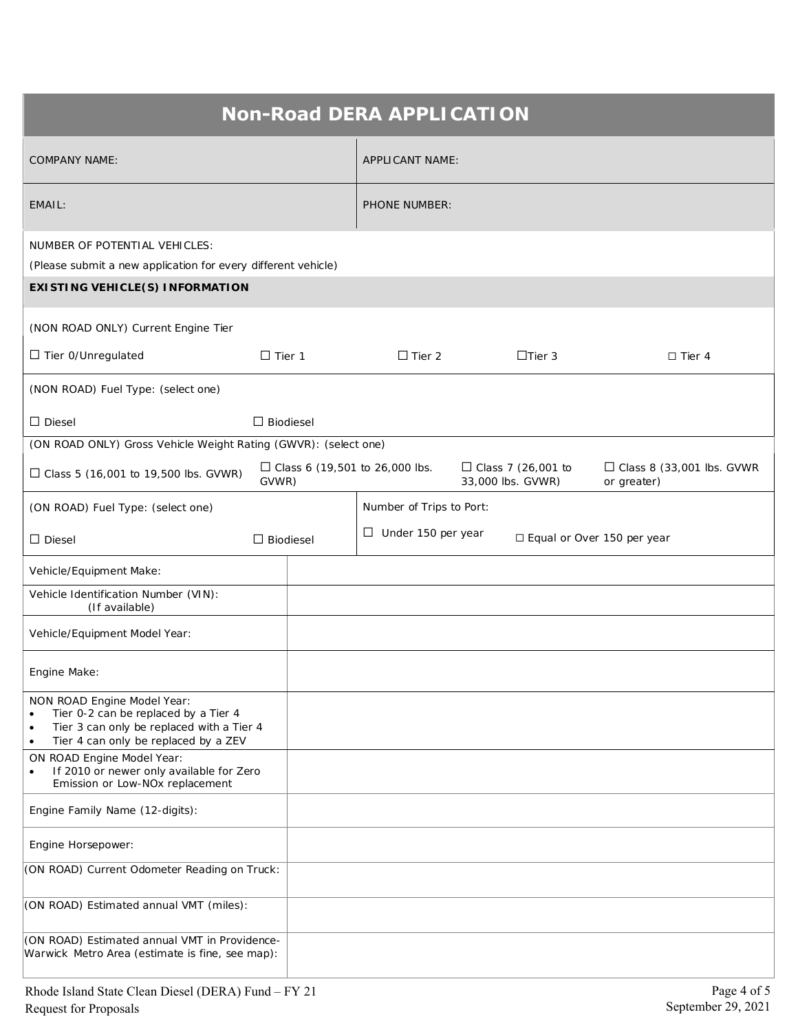# Non-Road DERA APPLICATION

| COMPANY NAME: | APPLICANT NAME: |
|---|---|
| EMAIL: | PHONE NUMBER: |

NUMBER OF POTENTIAL VEHICLES:

(Please submit a new application for every different vehicle)

**EXISTING VEHICLE(S) INFORMATION**

(NON ROAD ONLY) Current Engine Tier

☐ Tier 0/Unregulated ☐ Tier 1 ☐ Tier 2 ☐Tier 3 ☐ Tier 4

(NON ROAD) Fuel Type: (select one)

☐ Diesel ☐ Biodiesel

(ON ROAD ONLY) Gross Vehicle Weight Rating (GWVR): (select one)

☐ Class 5 (16,001 to 19,500 lbs. GVWR) ☐ Class 6 (19,501 to 26,000 lbs. GVWR) ☐ Class 7 (26,001 to 33,000 lbs. GVWR) ☐ Class 8 (33,001 lbs. GVWR or greater)

| (ON ROAD) Fuel Type: (select one) | Number of Trips to Port: |
|---|---|
| ☐ Diesel ☐ Biodiesel | ☐ Under 150 per year ☐ Equal or Over 150 per year |

| | |
|---|---|
| Vehicle/Equipment Make: | |
| Vehicle Identification Number (VIN): (If available) | |
| Vehicle/Equipment Model Year: | |
| Engine Make: | |
| NON ROAD Engine Model Year:<br>• Tier 0-2 can be replaced by a Tier 4<br>• Tier 3 can only be replaced with a Tier 4<br>• Tier 4 can only be replaced by a ZEV | |
| ON ROAD Engine Model Year:<br>• If 2010 or newer only available for Zero Emission or Low-NOx replacement | |
| Engine Family Name (12-digits): | |
| Engine Horsepower: | |
| (ON ROAD) Current Odometer Reading on Truck: | |
| (ON ROAD) Estimated annual VMT (miles): | |
| (ON ROAD) Estimated annual VMT in Providence-Warwick Metro Area (estimate is fine, see map): | |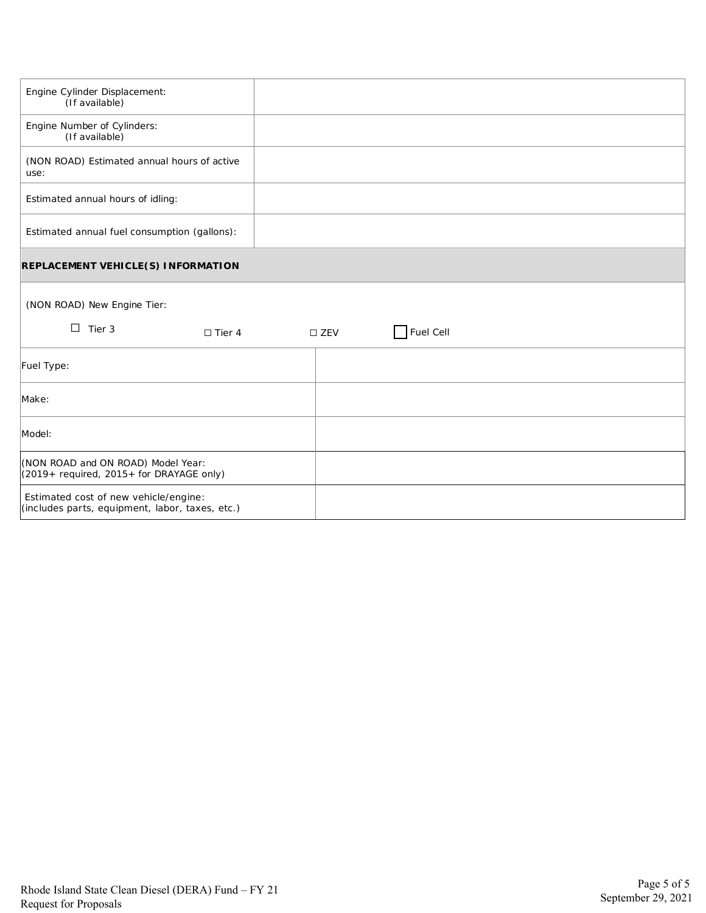| | |
|---|---|
| Engine Cylinder Displacement: (If available) | |
| Engine Number of Cylinders: (If available) | |
| (NON ROAD) Estimated annual hours of active use: | |
| Estimated annual hours of idling: | |
| Estimated annual fuel consumption (gallons): | |

**REPLACEMENT VEHICLE(S) INFORMATION**

(NON ROAD) New Engine Tier:

☐ Tier 3 ☐ Tier 4 ☐ ZEV ☐ Fuel Cell

| | |
|---|---|
| Fuel Type: | |
| Make: | |
| Model: | |
| (NON ROAD and ON ROAD) Model Year: (2019+ required, 2015+ for DRAYAGE only) | |
| Estimated cost of new vehicle/engine: (includes parts, equipment, labor, taxes, etc.) | |